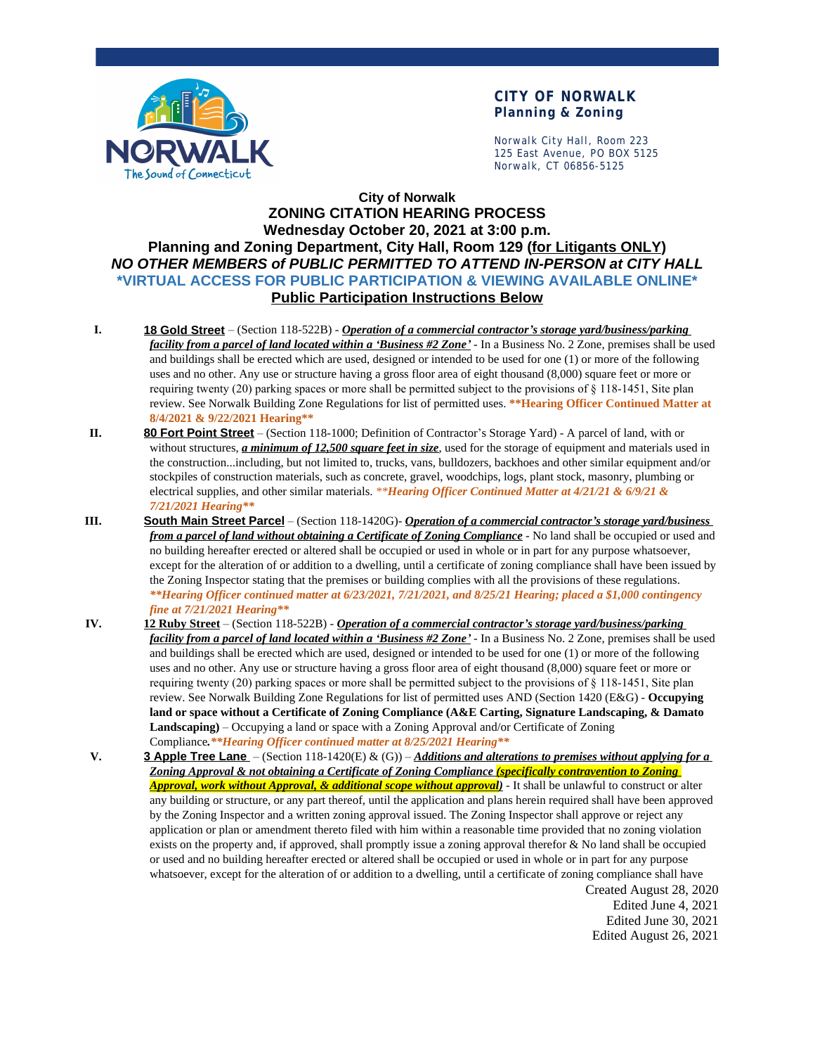**CITY OF NORWALK**
**Planning & Zoning**

Norwalk City Hall, Room 223
125 East Avenue, PO BOX 5125
Norwalk, CT 06856-5125

# City of Norwalk
# ZONING CITATION HEARING PROCESS
## Wednesday October 20, 2021 at 3:00 p.m.
## Planning and Zoning Department, City Hall, Room 129 (for Litigants ONLY)
## *NO OTHER MEMBERS of PUBLIC PERMITTED TO ATTEND IN-PERSON at CITY HALL*
## *VIRTUAL ACCESS FOR PUBLIC PARTICIPATION & VIEWING AVAILABLE ONLINE*
## Public Participation Instructions Below

I. **18 Gold Street** – (Section 118-522B) - ***Operation of a commercial contractor's storage yard/business/parking facility from a parcel of land located within a 'Business #2 Zone'*** - In a Business No. 2 Zone, premises shall be used and buildings shall be erected which are used, designed or intended to be used for one (1) or more of the following uses and no other. Any use or structure having a gross floor area of eight thousand (8,000) square feet or more or requiring twenty (20) parking spaces or more shall be permitted subject to the provisions of § 118-1451, Site plan review. See Norwalk Building Zone Regulations for list of permitted uses. **\*\*Hearing Officer Continued Matter at 8/4/2021 & 9/22/2021 Hearing\*\***

II. **80 Fort Point Street** – (Section 118-1000; Definition of Contractor's Storage Yard) - A parcel of land, with or without structures, ***a minimum of 12,500 square feet in size***, used for the storage of equipment and materials used in the construction...including, but not limited to, trucks, vans, bulldozers, backhoes and other similar equipment and/or stockpiles of construction materials, such as concrete, gravel, woodchips, logs, plant stock, masonry, plumbing or electrical supplies, and other similar materials. ***\*\*Hearing Officer Continued Matter at 4/21/21 & 6/9/21 & 7/21/2021 Hearing\*\****

III. **South Main Street Parcel** – (Section 118-1420G)- ***Operation of a commercial contractor's storage yard/business from a parcel of land without obtaining a Certificate of Zoning Compliance*** - No land shall be occupied or used and no building hereafter erected or altered shall be occupied or used in whole or in part for any purpose whatsoever, except for the alteration of or addition to a dwelling, until a certificate of zoning compliance shall have been issued by the Zoning Inspector stating that the premises or building complies with all the provisions of these regulations. ***\*\*Hearing Officer continued matter at 6/23/2021, 7/21/2021, and 8/25/21 Hearing; placed a $1,000 contingency fine at 7/21/2021 Hearing\*\****

IV. **12 Ruby Street** – (Section 118-522B) - ***Operation of a commercial contractor's storage yard/business/parking facility from a parcel of land located within a 'Business #2 Zone'*** - In a Business No. 2 Zone, premises shall be used and buildings shall be erected which are used, designed or intended to be used for one (1) or more of the following uses and no other. Any use or structure having a gross floor area of eight thousand (8,000) square feet or more or requiring twenty (20) parking spaces or more shall be permitted subject to the provisions of § 118-1451, Site plan review. See Norwalk Building Zone Regulations for list of permitted uses AND (Section 1420 (E&G) - **Occupying land or space without a Certificate of Zoning Compliance (A&E Carting, Signature Landscaping, & Damato Landscaping)** – Occupying a land or space with a Zoning Approval and/or Certificate of Zoning Compliance.***\*\*Hearing Officer continued matter at 8/25/2021 Hearing\*\****

V. **3 Apple Tree Lane** – (Section 118-1420(E) & (G)) – ***Additions and alterations to premises without applying for a Zoning Approval & not obtaining a Certificate of Zoning Compliance (specifically contravention to Zoning Approval, work without Approval, & additional scope without approval)*** - It shall be unlawful to construct or alter any building or structure, or any part thereof, until the application and plans herein required shall have been approved by the Zoning Inspector and a written zoning approval issued. The Zoning Inspector shall approve or reject any application or plan or amendment thereto filed with him within a reasonable time provided that no zoning violation exists on the property and, if approved, shall promptly issue a zoning approval therefor & No land shall be occupied or used and no building hereafter erected or altered shall be occupied or used in whole or in part for any purpose whatsoever, except for the alteration of or addition to a dwelling, until a certificate of zoning compliance shall have

Created August 28, 2020
Edited June 4, 2021
Edited June 30, 2021
Edited August 26, 2021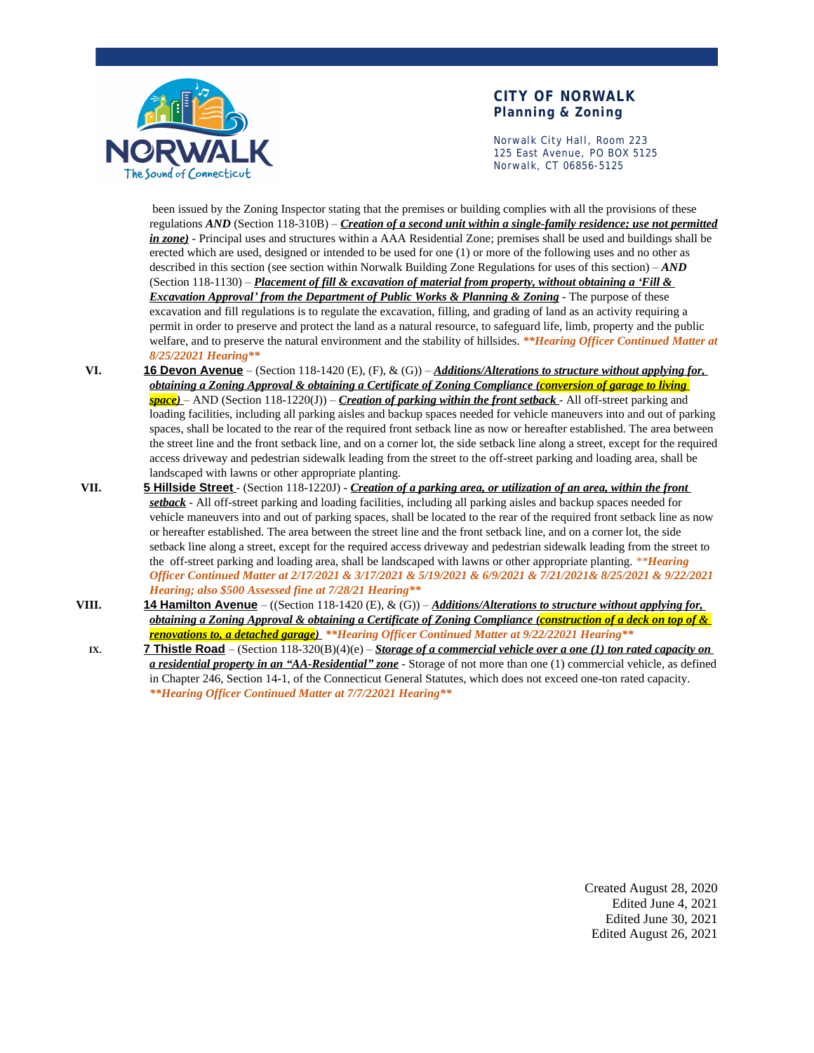been issued by the Zoning Inspector stating that the premises or building complies with all the provisions of these regulations ***AND*** (Section 118-310B) – ***Creation of a second unit within a single-family residence; use not permitted in zone)*** - Principal uses and structures within a AAA Residential Zone; premises shall be used and buildings shall be erected which are used, designed or intended to be used for one (1) or more of the following uses and no other as described in this section (see section within Norwalk Building Zone Regulations for uses of this section) – ***AND*** (Section 118-1130) – ***Placement of fill & excavation of material from property, without obtaining a 'Fill & Excavation Approval' from the Department of Public Works & Planning & Zoning*** - The purpose of these excavation and fill regulations is to regulate the excavation, filling, and grading of land as an activity requiring a permit in order to preserve and protect the land as a natural resource, to safeguard life, limb, property and the public welfare, and to preserve the natural environment and the stability of hillsides. ***\*\*Hearing Officer Continued Matter at 8/25/22021 Hearing\*\****

**VI.** **16 Devon Avenue** – (Section 118-1420 (E), (F), & (G)) – ***Additions/Alterations to structure without applying for, obtaining a Zoning Approval & obtaining a Certificate of Zoning Compliance (conversion of garage to living space)*** – AND (Section 118-1220(J)) – ***Creation of parking within the front setback*** - All off-street parking and loading facilities, including all parking aisles and backup spaces needed for vehicle maneuvers into and out of parking spaces, shall be located to the rear of the required front setback line as now or hereafter established. The area between the street line and the front setback line, and on a corner lot, the side setback line along a street, except for the required access driveway and pedestrian sidewalk leading from the street to the off-street parking and loading area, shall be landscaped with lawns or other appropriate planting.

**VII.** **5 Hillside Street** - (Section 118-1220J) - ***Creation of a parking area, or utilization of an area, within the front setback*** - All off-street parking and loading facilities, including all parking aisles and backup spaces needed for vehicle maneuvers into and out of parking spaces, shall be located to the rear of the required front setback line as now or hereafter established. The area between the street line and the front setback line, and on a corner lot, the side setback line along a street, except for the required access driveway and pedestrian sidewalk leading from the street to the off-street parking and loading area, shall be landscaped with lawns or other appropriate planting. ***\*\*Hearing Officer Continued Matter at 2/17/2021 & 3/17/2021 & 5/19/2021 & 6/9/2021 & 7/21/2021& 8/25/2021 & 9/22/2021 Hearing; also $500 Assessed fine at 7/28/21 Hearing\*\****

**VIII.** **14 Hamilton Avenue** – ((Section 118-1420 (E), & (G)) – ***Additions/Alterations to structure without applying for, obtaining a Zoning Approval & obtaining a Certificate of Zoning Compliance (construction of a deck on top of & renovations to, a detached garage)*** ***\*\*Hearing Officer Continued Matter at 9/22/22021 Hearing\*\****

**IX.** **7 Thistle Road** – (Section 118-320(B)(4)(e) – ***Storage of a commercial vehicle over a one (1) ton rated capacity on a residential property in an "AA-Residential" zone*** - Storage of not more than one (1) commercial vehicle, as defined in Chapter 246, Section 14-1, of the Connecticut General Statutes, which does not exceed one-ton rated capacity. ***\*\*Hearing Officer Continued Matter at 7/7/22021 Hearing\*\****

Created August 28, 2020
Edited June 4, 2021
Edited June 30, 2021
Edited August 26, 2021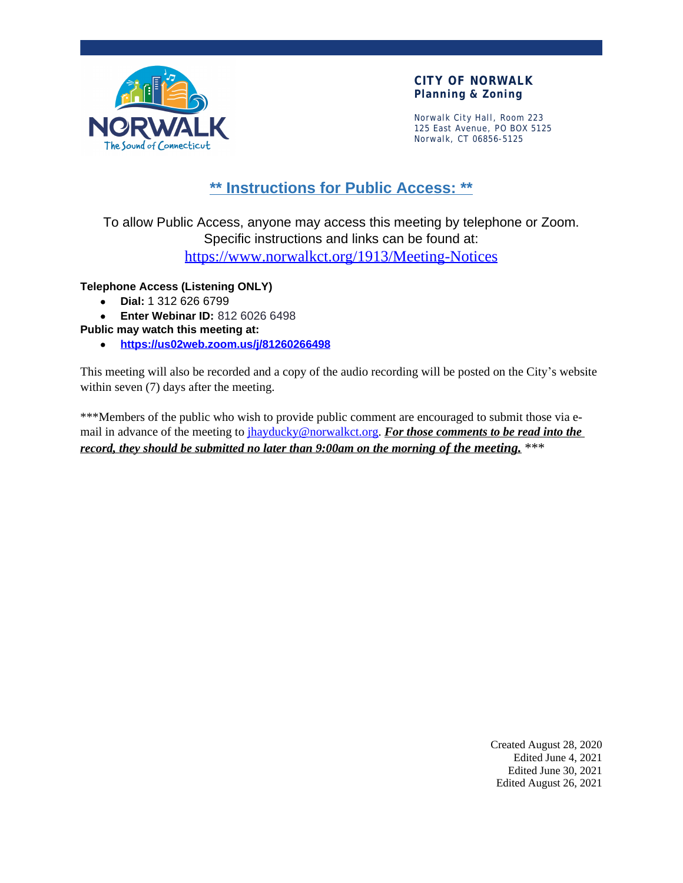**CITY OF NORWALK**
**Planning & Zoning**

Norwalk City Hall, Room 223
125 East Avenue, PO BOX 5125
Norwalk, CT 06856-5125

## ** Instructions for Public Access: **

To allow Public Access, anyone may access this meeting by telephone or Zoom.
Specific instructions and links can be found at:
https://www.norwalkct.org/1913/Meeting-Notices

**Telephone Access (Listening ONLY)**

- **Dial:** 1 312 626 6799
- **Enter Webinar ID:** 812 6026 6498

**Public may watch this meeting at:**

- **https://us02web.zoom.us/j/81260266498**

This meeting will also be recorded and a copy of the audio recording will be posted on the City's website within seven (7) days after the meeting.

***Members of the public who wish to provide public comment are encouraged to submit those via e-mail in advance of the meeting to jhayducky@norwalkct.org. ***For those comments to be read into the record, they should be submitted no later than 9:00am on the morning of the meeting.*** ***

Created August 28, 2020
Edited June 4, 2021
Edited June 30, 2021
Edited August 26, 2021